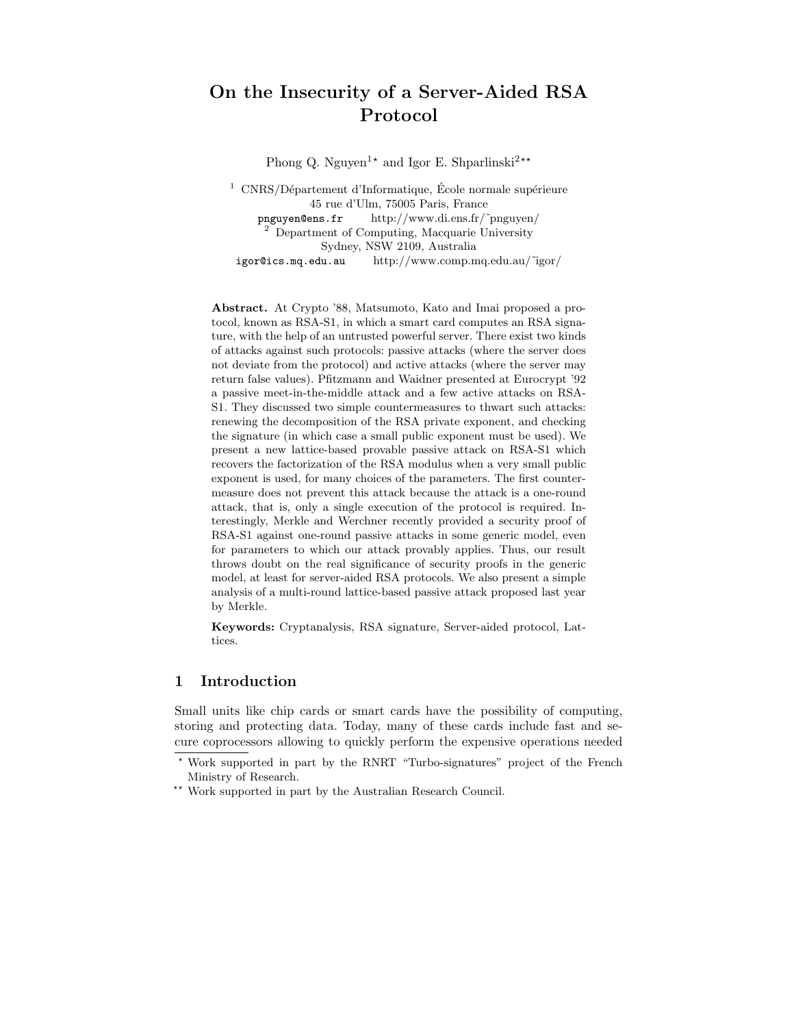# On the Insecurity of a Server-Aided RSA Protocol

Phong Q. Nguyen[1*] and Igor E. Shparlinski[2**]

[1] CNRS/Département d'Informatique, École normale supérieure
45 rue d'Ulm, 75005 Paris, France
pnguyen@ens.fr http://www.di.ens.fr/~pnguyen/

[2] Department of Computing, Macquarie University
Sydney, NSW 2109, Australia
igor@ics.mq.edu.au http://www.comp.mq.edu.au/~igor/

**Abstract.** At Crypto '88, Matsumoto, Kato and Imai proposed a protocol, known as RSA-S1, in which a smart card computes an RSA signature, with the help of an untrusted powerful server. There exist two kinds of attacks against such protocols: passive attacks (where the server does not deviate from the protocol) and active attacks (where the server may return false values). Pfitzmann and Waidner presented at Eurocrypt '92 a passive meet-in-the-middle attack and a few active attacks on RSA-S1. They discussed two simple countermeasures to thwart such attacks: renewing the decomposition of the RSA private exponent, and checking the signature (in which case a small public exponent must be used). We present a new lattice-based provable passive attack on RSA-S1 which recovers the factorization of the RSA modulus when a very small public exponent is used, for many choices of the parameters. The first countermeasure does not prevent this attack because the attack is a one-round attack, that is, only a single execution of the protocol is required. Interestingly, Merkle and Werchner recently provided a security proof of RSA-S1 against one-round passive attacks in some generic model, even for parameters to which our attack provably applies. Thus, our result throws doubt on the real significance of security proofs in the generic model, at least for server-aided RSA protocols. We also present a simple analysis of a multi-round lattice-based passive attack proposed last year by Merkle.

**Keywords:** Cryptanalysis, RSA signature, Server-aided protocol, Lattices.

## 1 Introduction

Small units like chip cards or smart cards have the possibility of computing, storing and protecting data. Today, many of these cards include fast and secure coprocessors allowing to quickly perform the expensive operations needed

---

* Work supported in part by the RNRT "Turbo-signatures" project of the French Ministry of Research.

** Work supported in part by the Australian Research Council.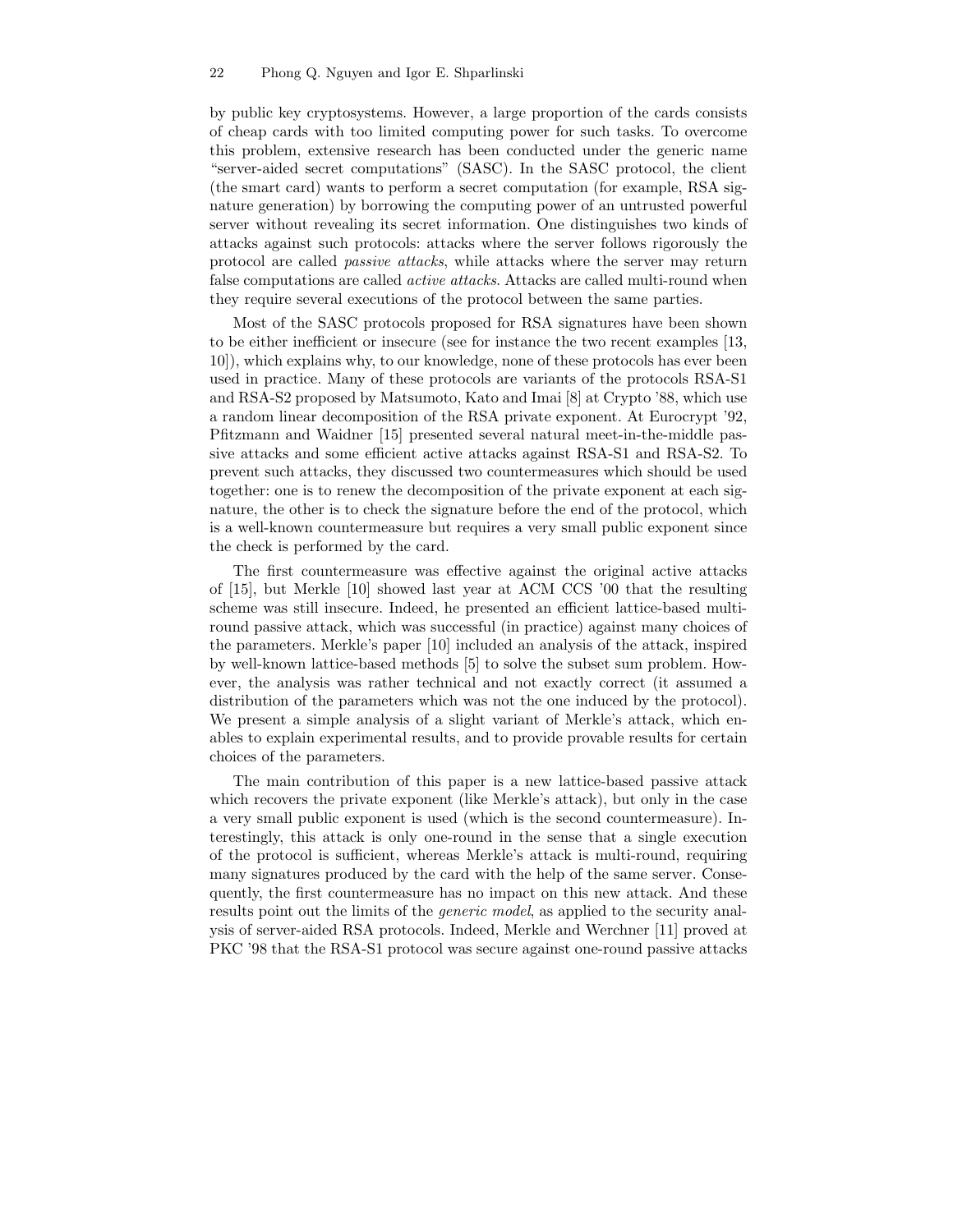by public key cryptosystems. However, a large proportion of the cards consists of cheap cards with too limited computing power for such tasks. To overcome this problem, extensive research has been conducted under the generic name "server-aided secret computations" (SASC). In the SASC protocol, the client (the smart card) wants to perform a secret computation (for example, RSA signature generation) by borrowing the computing power of an untrusted powerful server without revealing its secret information. One distinguishes two kinds of attacks against such protocols: attacks where the server follows rigorously the protocol are called *passive attacks*, while attacks where the server may return false computations are called *active attacks*. Attacks are called multi-round when they require several executions of the protocol between the same parties.

Most of the SASC protocols proposed for RSA signatures have been shown to be either inefficient or insecure (see for instance the two recent examples [13, 10]), which explains why, to our knowledge, none of these protocols has ever been used in practice. Many of these protocols are variants of the protocols RSA-S1 and RSA-S2 proposed by Matsumoto, Kato and Imai [8] at Crypto '88, which use a random linear decomposition of the RSA private exponent. At Eurocrypt '92, Pfitzmann and Waidner [15] presented several natural meet-in-the-middle passive attacks and some efficient active attacks against RSA-S1 and RSA-S2. To prevent such attacks, they discussed two countermeasures which should be used together: one is to renew the decomposition of the private exponent at each signature, the other is to check the signature before the end of the protocol, which is a well-known countermeasure but requires a very small public exponent since the check is performed by the card.

The first countermeasure was effective against the original active attacks of [15], but Merkle [10] showed last year at ACM CCS '00 that the resulting scheme was still insecure. Indeed, he presented an efficient lattice-based multi-round passive attack, which was successful (in practice) against many choices of the parameters. Merkle's paper [10] included an analysis of the attack, inspired by well-known lattice-based methods [5] to solve the subset sum problem. However, the analysis was rather technical and not exactly correct (it assumed a distribution of the parameters which was not the one induced by the protocol). We present a simple analysis of a slight variant of Merkle's attack, which enables to explain experimental results, and to provide provable results for certain choices of the parameters.

The main contribution of this paper is a new lattice-based passive attack which recovers the private exponent (like Merkle's attack), but only in the case a very small public exponent is used (which is the second countermeasure). Interestingly, this attack is only one-round in the sense that a single execution of the protocol is sufficient, whereas Merkle's attack is multi-round, requiring many signatures produced by the card with the help of the same server. Consequently, the first countermeasure has no impact on this new attack. And these results point out the limits of the *generic model*, as applied to the security analysis of server-aided RSA protocols. Indeed, Merkle and Werchner [11] proved at PKC '98 that the RSA-S1 protocol was secure against one-round passive attacks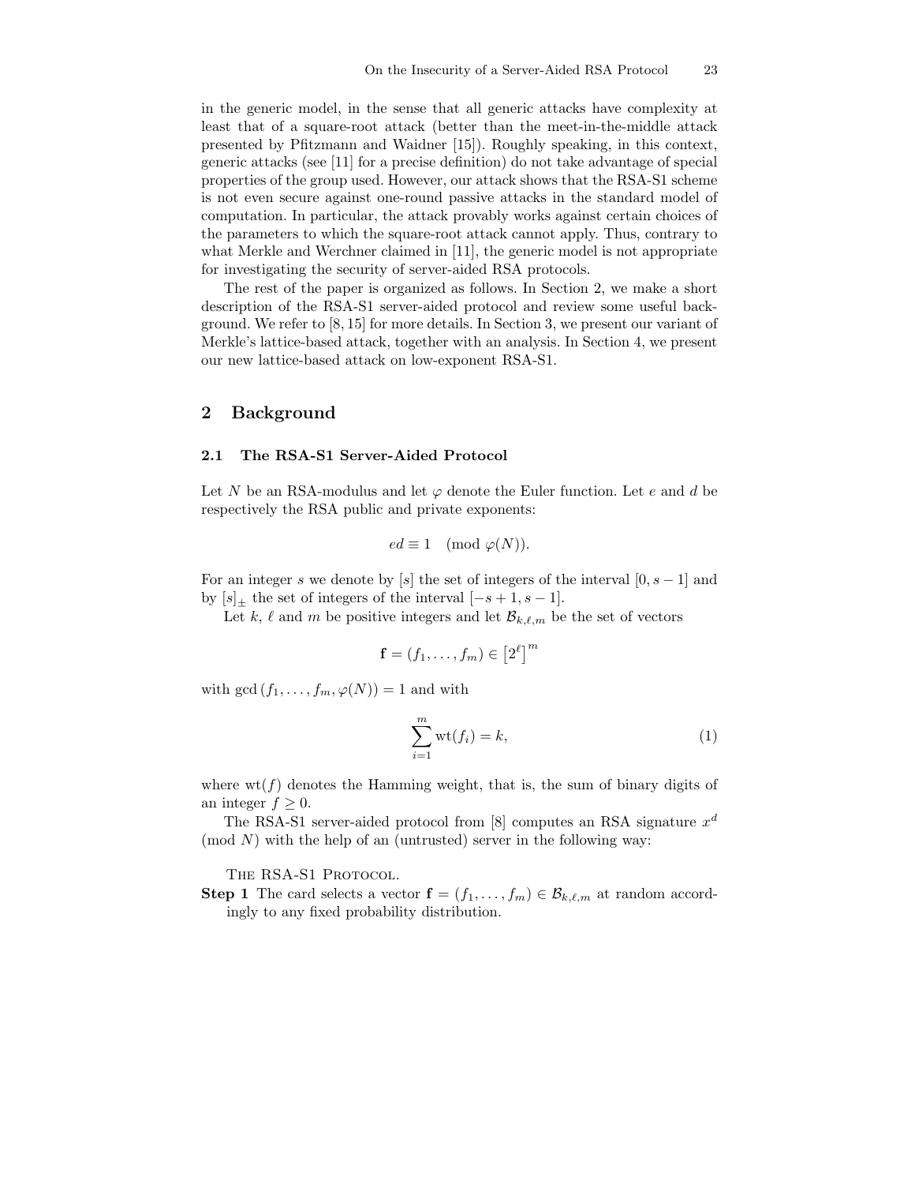in the generic model, in the sense that all generic attacks have complexity at least that of a square-root attack (better than the meet-in-the-middle attack presented by Pfitzmann and Waidner [15]). Roughly speaking, in this context, generic attacks (see [11] for a precise definition) do not take advantage of special properties of the group used. However, our attack shows that the RSA-S1 scheme is not even secure against one-round passive attacks in the standard model of computation. In particular, the attack provably works against certain choices of the parameters to which the square-root attack cannot apply. Thus, contrary to what Merkle and Werchner claimed in [11], the generic model is not appropriate for investigating the security of server-aided RSA protocols.

The rest of the paper is organized as follows. In Section 2, we make a short description of the RSA-S1 server-aided protocol and review some useful background. We refer to [8, 15] for more details. In Section 3, we present our variant of Merkle's lattice-based attack, together with an analysis. In Section 4, we present our new lattice-based attack on low-exponent RSA-S1.

## 2 Background

### 2.1 The RSA-S1 Server-Aided Protocol

Let $N$ be an RSA-modulus and let $\varphi$ denote the Euler function. Let $e$ and $d$ be respectively the RSA public and private exponents:

$$ed \equiv 1 \pmod{\varphi(N)}.$$

For an integer $s$ we denote by $[s]$ the set of integers of the interval $[0, s-1]$ and by $[s]_\pm$ the set of integers of the interval $[-s+1, s-1]$.

Let $k$, $\ell$ and $m$ be positive integers and let $\mathcal{B}_{k,\ell,m}$ be the set of vectors

$$\mathbf{f} = (f_1, \ldots, f_m) \in \left[2^\ell\right]^m$$

with $\gcd(f_1, \ldots, f_m, \varphi(N)) = 1$ and with

$$\sum_{i=1}^{m} \mathrm{wt}(f_i) = k, \tag{1}$$

where $\mathrm{wt}(f)$ denotes the Hamming weight, that is, the sum of binary digits of an integer $f \geq 0$.

The RSA-S1 server-aided protocol from [8] computes an RSA signature $x^d \pmod{N}$ with the help of an (untrusted) server in the following way:

THE RSA-S1 PROTOCOL.

**Step 1** The card selects a vector $\mathbf{f} = (f_1, \ldots, f_m) \in \mathcal{B}_{k,\ell,m}$ at random accordingly to any fixed probability distribution.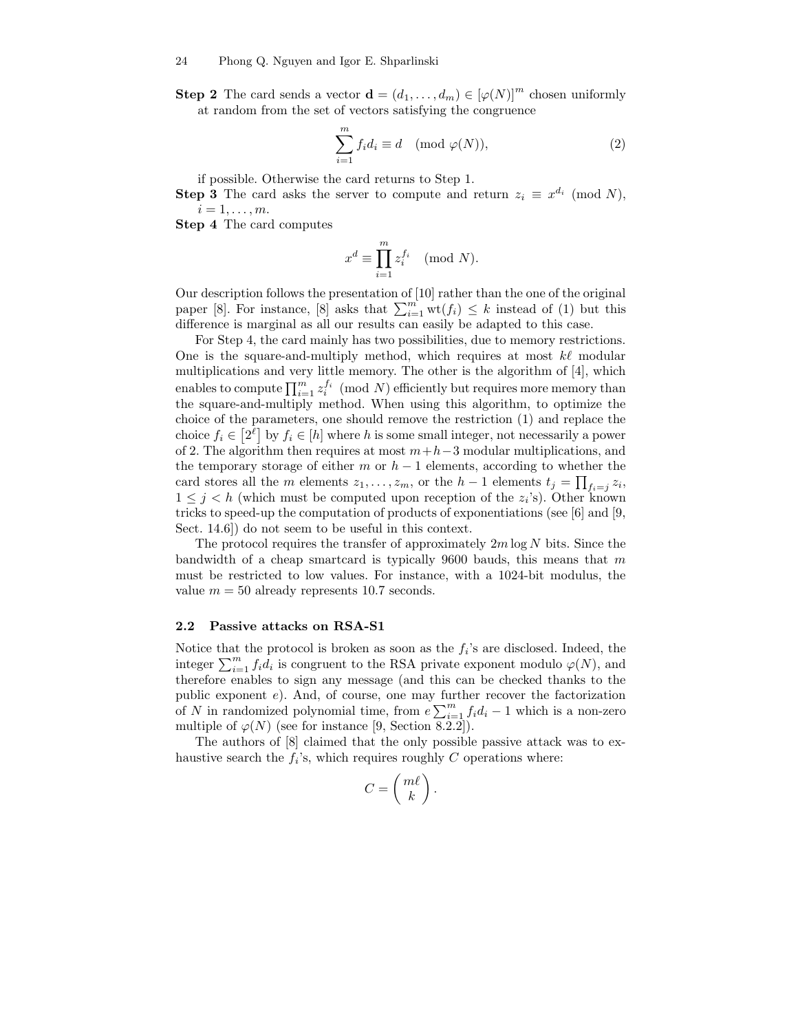**Step 2** The card sends a vector $\mathbf{d} = (d_1, \ldots, d_m) \in [\varphi(N)]^m$ chosen uniformly at random from the set of vectors satisfying the congruence

$$\sum_{i=1}^{m} f_i d_i \equiv d \pmod{\varphi(N)}, \tag{2}$$

if possible. Otherwise the card returns to Step 1.

**Step 3** The card asks the server to compute and return $z_i \equiv x^{d_i} \pmod N$, $i = 1, \ldots, m$.

**Step 4** The card computes

$$x^d \equiv \prod_{i=1}^{m} z_i^{f_i} \pmod N.$$

Our description follows the presentation of [10] rather than the one of the original paper [8]. For instance, [8] asks that $\sum_{i=1}^{m} \mathrm{wt}(f_i) \le k$ instead of (1) but this difference is marginal as all our results can easily be adapted to this case.

For Step 4, the card mainly has two possibilities, due to memory restrictions. One is the square-and-multiply method, which requires at most $k\ell$ modular multiplications and very little memory. The other is the algorithm of [4], which enables to compute $\prod_{i=1}^{m} z_i^{f_i} \pmod N$ efficiently but requires more memory than the square-and-multiply method. When using this algorithm, to optimize the choice of the parameters, one should remove the restriction (1) and replace the choice $f_i \in [2^\ell]$ by $f_i \in [h]$ where $h$ is some small integer, not necessarily a power of 2. The algorithm then requires at most $m+h-3$ modular multiplications, and the temporary storage of either $m$ or $h-1$ elements, according to whether the card stores all the $m$ elements $z_1, \ldots, z_m$, or the $h-1$ elements $t_j = \prod_{f_i = j} z_i$, $1 \le j < h$ (which must be computed upon reception of the $z_i$'s). Other known tricks to speed-up the computation of products of exponentiations (see [6] and [9, Sect. 14.6]) do not seem to be useful in this context.

The protocol requires the transfer of approximately $2m \log N$ bits. Since the bandwidth of a cheap smartcard is typically 9600 bauds, this means that $m$ must be restricted to low values. For instance, with a 1024-bit modulus, the value $m = 50$ already represents 10.7 seconds.

### 2.2 Passive attacks on RSA-S1

Notice that the protocol is broken as soon as the $f_i$'s are disclosed. Indeed, the integer $\sum_{i=1}^{m} f_i d_i$ is congruent to the RSA private exponent modulo $\varphi(N)$, and therefore enables to sign any message (and this can be checked thanks to the public exponent $e$). And, of course, one may further recover the factorization of $N$ in randomized polynomial time, from $e \sum_{i=1}^{m} f_i d_i - 1$ which is a non-zero multiple of $\varphi(N)$ (see for instance [9, Section 8.2.2]).

The authors of [8] claimed that the only possible passive attack was to exhaustive search the $f_i$'s, which requires roughly $C$ operations where:

$$C = \binom{m\ell}{k}.$$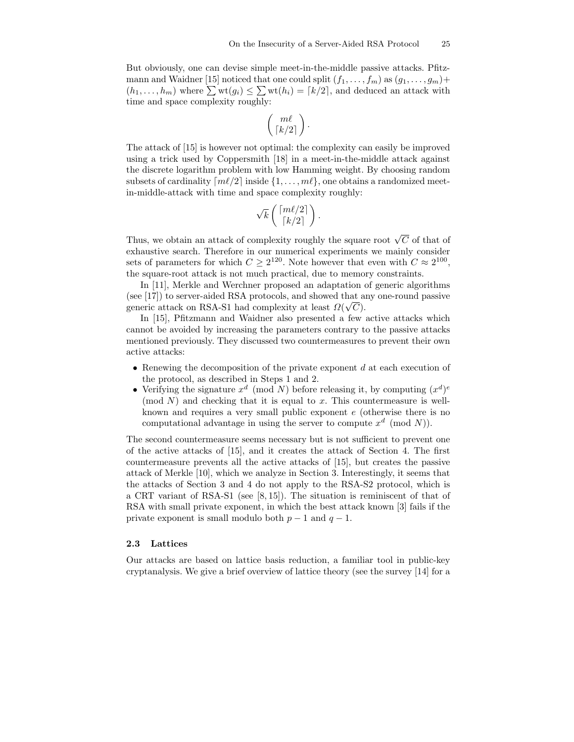But obviously, one can devise simple meet-in-the-middle passive attacks. Pfitzmann and Waidner [15] noticed that one could split $(f_1, \ldots, f_m)$ as $(g_1, \ldots, g_m) + (h_1, \ldots, h_m)$ where $\sum \mathrm{wt}(g_i) \leq \sum \mathrm{wt}(h_i) = \lceil k/2 \rceil$, and deduced an attack with time and space complexity roughly:

$$\binom{m\ell}{\lceil k/2 \rceil}.$$

The attack of [15] is however not optimal: the complexity can easily be improved using a trick used by Coppersmith [18] in a meet-in-the-middle attack against the discrete logarithm problem with low Hamming weight. By choosing random subsets of cardinality $\lceil m\ell/2 \rceil$ inside $\{1, \ldots, m\ell\}$, one obtains a randomized meet-in-middle-attack with time and space complexity roughly:

$$\sqrt{k}\binom{\lceil m\ell/2 \rceil}{\lceil k/2 \rceil}.$$

Thus, we obtain an attack of complexity roughly the square root $\sqrt{C}$ of that of exhaustive search. Therefore in our numerical experiments we mainly consider sets of parameters for which $C \geq 2^{120}$. Note however that even with $C \approx 2^{100}$, the square-root attack is not much practical, due to memory constraints.

In [11], Merkle and Werchner proposed an adaptation of generic algorithms (see [17]) to server-aided RSA protocols, and showed that any one-round passive generic attack on RSA-S1 had complexity at least $\Omega(\sqrt{C})$.

In [15], Pfitzmann and Waidner also presented a few active attacks which cannot be avoided by increasing the parameters contrary to the passive attacks mentioned previously. They discussed two countermeasures to prevent their own active attacks:

- Renewing the decomposition of the private exponent $d$ at each execution of the protocol, as described in Steps 1 and 2.
- Verifying the signature $x^d \pmod N$ before releasing it, by computing $(x^d)^e \pmod N$ and checking that it is equal to $x$. This countermeasure is well-known and requires a very small public exponent $e$ (otherwise there is no computational advantage in using the server to compute $x^d \pmod N$).

The second countermeasure seems necessary but is not sufficient to prevent one of the active attacks of [15], and it creates the attack of Section 4. The first countermeasure prevents all the active attacks of [15], but creates the passive attack of Merkle [10], which we analyze in Section 3. Interestingly, it seems that the attacks of Section 3 and 4 do not apply to the RSA-S2 protocol, which is a CRT variant of RSA-S1 (see [8, 15]). The situation is reminiscent of that of RSA with small private exponent, in which the best attack known [3] fails if the private exponent is small modulo both $p-1$ and $q-1$.

### 2.3 Lattices

Our attacks are based on lattice basis reduction, a familiar tool in public-key cryptanalysis. We give a brief overview of lattice theory (see the survey [14] for a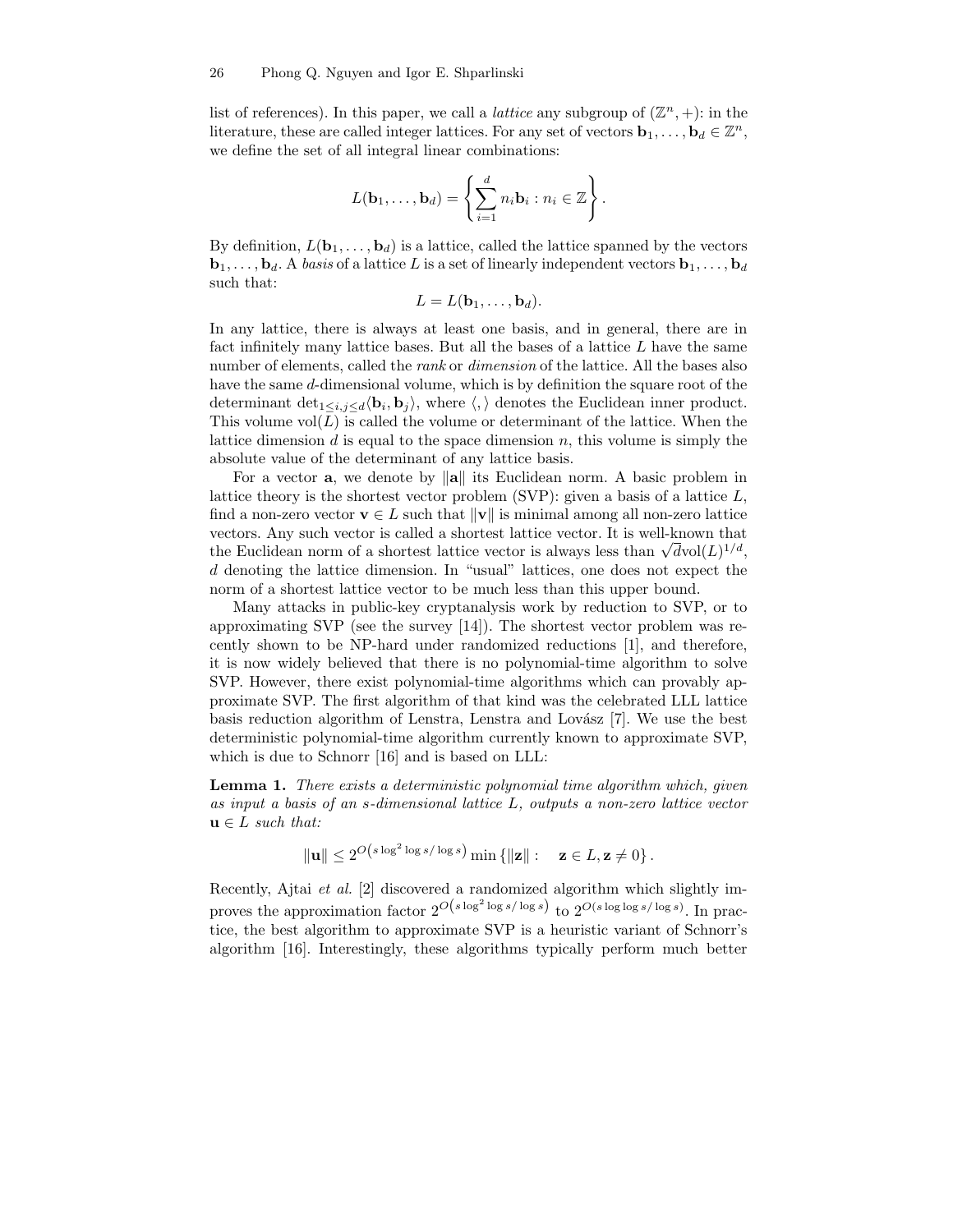list of references). In this paper, we call a *lattice* any subgroup of $(\mathbb{Z}^n, +)$: in the literature, these are called integer lattices. For any set of vectors $\mathbf{b}_1, \ldots, \mathbf{b}_d \in \mathbb{Z}^n$, we define the set of all integral linear combinations:

$$L(\mathbf{b}_1, \ldots, \mathbf{b}_d) = \left\{ \sum_{i=1}^{d} n_i \mathbf{b}_i : n_i \in \mathbb{Z} \right\}.$$

By definition, $L(\mathbf{b}_1, \ldots, \mathbf{b}_d)$ is a lattice, called the lattice spanned by the vectors $\mathbf{b}_1, \ldots, \mathbf{b}_d$. A *basis* of a lattice $L$ is a set of linearly independent vectors $\mathbf{b}_1, \ldots, \mathbf{b}_d$ such that:

$$L = L(\mathbf{b}_1, \ldots, \mathbf{b}_d).$$

In any lattice, there is always at least one basis, and in general, there are in fact infinitely many lattice bases. But all the bases of a lattice $L$ have the same number of elements, called the *rank* or *dimension* of the lattice. All the bases also have the same $d$-dimensional volume, which is by definition the square root of the determinant $\det_{1 \le i,j \le d} \langle \mathbf{b}_i, \mathbf{b}_j \rangle$, where $\langle , \rangle$ denotes the Euclidean inner product. This volume $\mathrm{vol}(L)$ is called the volume or determinant of the lattice. When the lattice dimension $d$ is equal to the space dimension $n$, this volume is simply the absolute value of the determinant of any lattice basis.

For a vector $\mathbf{a}$, we denote by $\|\mathbf{a}\|$ its Euclidean norm. A basic problem in lattice theory is the shortest vector problem (SVP): given a basis of a lattice $L$, find a non-zero vector $\mathbf{v} \in L$ such that $\|\mathbf{v}\|$ is minimal among all non-zero lattice vectors. Any such vector is called a shortest lattice vector. It is well-known that the Euclidean norm of a shortest lattice vector is always less than $\sqrt{d}\mathrm{vol}(L)^{1/d}$, $d$ denoting the lattice dimension. In "usual" lattices, one does not expect the norm of a shortest lattice vector to be much less than this upper bound.

Many attacks in public-key cryptanalysis work by reduction to SVP, or to approximating SVP (see the survey [14]). The shortest vector problem was recently shown to be NP-hard under randomized reductions [1], and therefore, it is now widely believed that there is no polynomial-time algorithm to solve SVP. However, there exist polynomial-time algorithms which can provably approximate SVP. The first algorithm of that kind was the celebrated LLL lattice basis reduction algorithm of Lenstra, Lenstra and Lovász [7]. We use the best deterministic polynomial-time algorithm currently known to approximate SVP, which is due to Schnorr [16] and is based on LLL:

**Lemma 1.** *There exists a deterministic polynomial time algorithm which, given as input a basis of an $s$-dimensional lattice $L$, outputs a non-zero lattice vector $\mathbf{u} \in L$ such that:*

$$\|\mathbf{u}\| \le 2^{O\left(s \log^2 \log s / \log s\right)} \min\left\{\|\mathbf{z}\| : \quad \mathbf{z} \in L, \mathbf{z} \neq 0\right\}.$$

Recently, Ajtai *et al.* [2] discovered a randomized algorithm which slightly improves the approximation factor $2^{O\left(s \log^2 \log s / \log s\right)}$ to $2^{O(s \log \log s / \log s)}$. In practice, the best algorithm to approximate SVP is a heuristic variant of Schnorr's algorithm [16]. Interestingly, these algorithms typically perform much better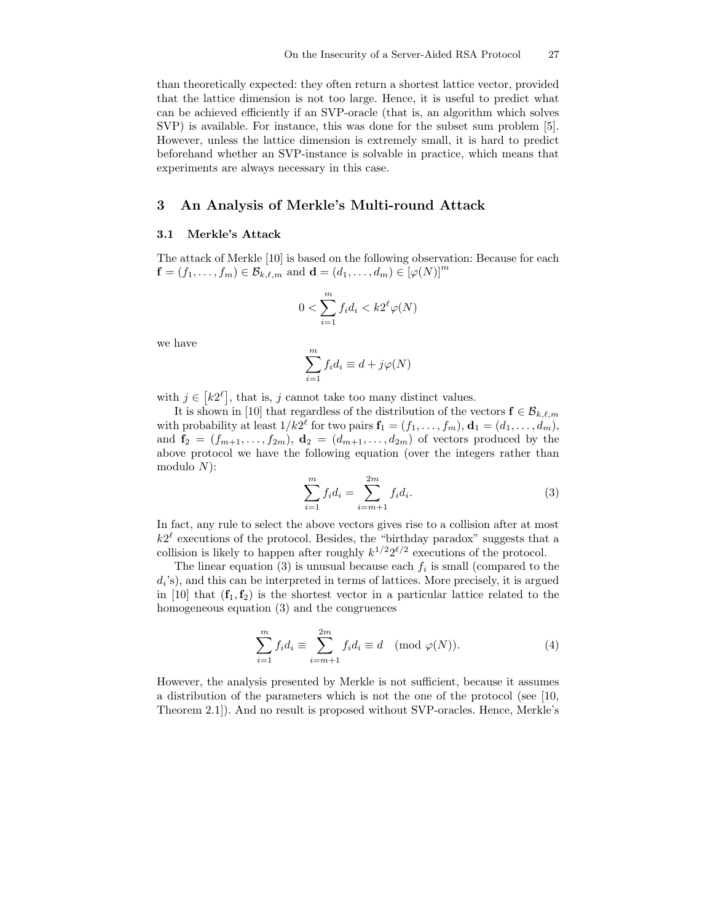than theoretically expected: they often return a shortest lattice vector, provided that the lattice dimension is not too large. Hence, it is useful to predict what can be achieved efficiently if an SVP-oracle (that is, an algorithm which solves SVP) is available. For instance, this was done for the subset sum problem [5]. However, unless the lattice dimension is extremely small, it is hard to predict beforehand whether an SVP-instance is solvable in practice, which means that experiments are always necessary in this case.

## 3 An Analysis of Merkle's Multi-round Attack

### 3.1 Merkle's Attack

The attack of Merkle [10] is based on the following observation: Because for each $\mathbf{f} = (f_1, \ldots, f_m) \in \mathcal{B}_{k,\ell,m}$ and $\mathbf{d} = (d_1, \ldots, d_m) \in [\varphi(N)]^m$

$$0 < \sum_{i=1}^{m} f_i d_i < k2^\ell \varphi(N)$$

we have

$$\sum_{i=1}^{m} f_i d_i \equiv d + j\varphi(N)$$

with $j \in [k2^\ell]$, that is, $j$ cannot take too many distinct values.

It is shown in [10] that regardless of the distribution of the vectors $\mathbf{f} \in \mathcal{B}_{k,\ell,m}$ with probability at least $1/k2^\ell$ for two pairs $\mathbf{f}_1 = (f_1, \ldots, f_m)$, $\mathbf{d}_1 = (d_1, \ldots, d_m)$, and $\mathbf{f}_2 = (f_{m+1}, \ldots, f_{2m})$, $\mathbf{d}_2 = (d_{m+1}, \ldots, d_{2m})$ of vectors produced by the above protocol we have the following equation (over the integers rather than modulo $N$):

$$\sum_{i=1}^{m} f_i d_i = \sum_{i=m+1}^{2m} f_i d_i. \tag{3}$$

In fact, any rule to select the above vectors gives rise to a collision after at most $k2^\ell$ executions of the protocol. Besides, the "birthday paradox" suggests that a collision is likely to happen after roughly $k^{1/2}2^{\ell/2}$ executions of the protocol.

The linear equation (3) is unusual because each $f_i$ is small (compared to the $d_i$'s), and this can be interpreted in terms of lattices. More precisely, it is argued in [10] that $(\mathbf{f}_1, \mathbf{f}_2)$ is the shortest vector in a particular lattice related to the homogeneous equation (3) and the congruences

$$\sum_{i=1}^{m} f_i d_i \equiv \sum_{i=m+1}^{2m} f_i d_i \equiv d \pmod{\varphi(N)}. \tag{4}$$

However, the analysis presented by Merkle is not sufficient, because it assumes a distribution of the parameters which is not the one of the protocol (see [10, Theorem 2.1]). And no result is proposed without SVP-oracles. Hence, Merkle's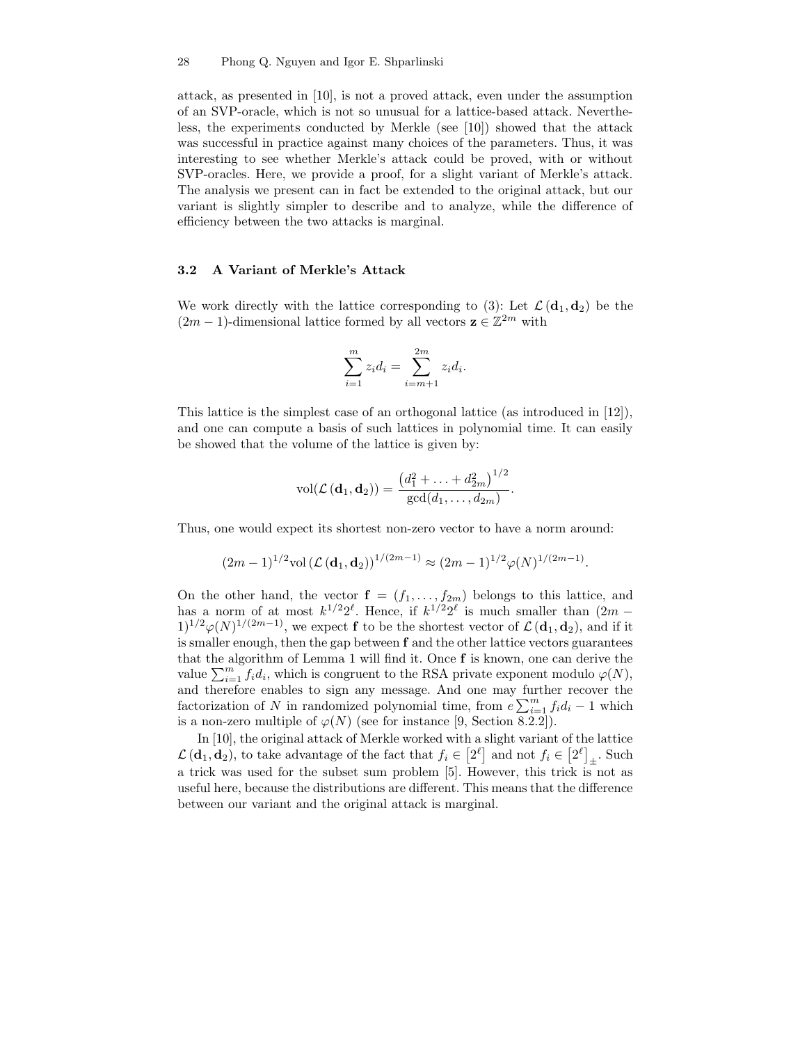attack, as presented in [10], is not a proved attack, even under the assumption of an SVP-oracle, which is not so unusual for a lattice-based attack. Nevertheless, the experiments conducted by Merkle (see [10]) showed that the attack was successful in practice against many choices of the parameters. Thus, it was interesting to see whether Merkle's attack could be proved, with or without SVP-oracles. Here, we provide a proof, for a slight variant of Merkle's attack. The analysis we present can in fact be extended to the original attack, but our variant is slightly simpler to describe and to analyze, while the difference of efficiency between the two attacks is marginal.

### 3.2 A Variant of Merkle's Attack

We work directly with the lattice corresponding to (3): Let $\mathcal{L}(\mathbf{d}_1, \mathbf{d}_2)$ be the $(2m-1)$-dimensional lattice formed by all vectors $\mathbf{z} \in \mathbb{Z}^{2m}$ with

$$\sum_{i=1}^{m} z_i d_i = \sum_{i=m+1}^{2m} z_i d_i.$$

This lattice is the simplest case of an orthogonal lattice (as introduced in [12]), and one can compute a basis of such lattices in polynomial time. It can easily be showed that the volume of the lattice is given by:

$$\mathrm{vol}(\mathcal{L}(\mathbf{d}_1, \mathbf{d}_2)) = \frac{\left(d_1^2 + \ldots + d_{2m}^2\right)^{1/2}}{\gcd(d_1, \ldots, d_{2m})}.$$

Thus, one would expect its shortest non-zero vector to have a norm around:

$$(2m-1)^{1/2} \mathrm{vol}\left(\mathcal{L}(\mathbf{d}_1, \mathbf{d}_2)\right)^{1/(2m-1)} \approx (2m-1)^{1/2} \varphi(N)^{1/(2m-1)}.$$

On the other hand, the vector $\mathbf{f} = (f_1, \ldots, f_{2m})$ belongs to this lattice, and has a norm of at most $k^{1/2} 2^{\ell}$. Hence, if $k^{1/2} 2^{\ell}$ is much smaller than $(2m-1)^{1/2} \varphi(N)^{1/(2m-1)}$, we expect $\mathbf{f}$ to be the shortest vector of $\mathcal{L}(\mathbf{d}_1, \mathbf{d}_2)$, and if it is smaller enough, then the gap between $\mathbf{f}$ and the other lattice vectors guarantees that the algorithm of Lemma 1 will find it. Once $\mathbf{f}$ is known, one can derive the value $\sum_{i=1}^{m} f_i d_i$, which is congruent to the RSA private exponent modulo $\varphi(N)$, and therefore enables to sign any message. And one may further recover the factorization of $N$ in randomized polynomial time, from $e \sum_{i=1}^{m} f_i d_i - 1$ which is a non-zero multiple of $\varphi(N)$ (see for instance [9, Section 8.2.2]).

In [10], the original attack of Merkle worked with a slight variant of the lattice $\mathcal{L}(\mathbf{d}_1, \mathbf{d}_2)$, to take advantage of the fact that $f_i \in \left[2^{\ell}\right]$ and not $f_i \in \left[2^{\ell}\right]_{\pm}$. Such a trick was used for the subset sum problem [5]. However, this trick is not as useful here, because the distributions are different. This means that the difference between our variant and the original attack is marginal.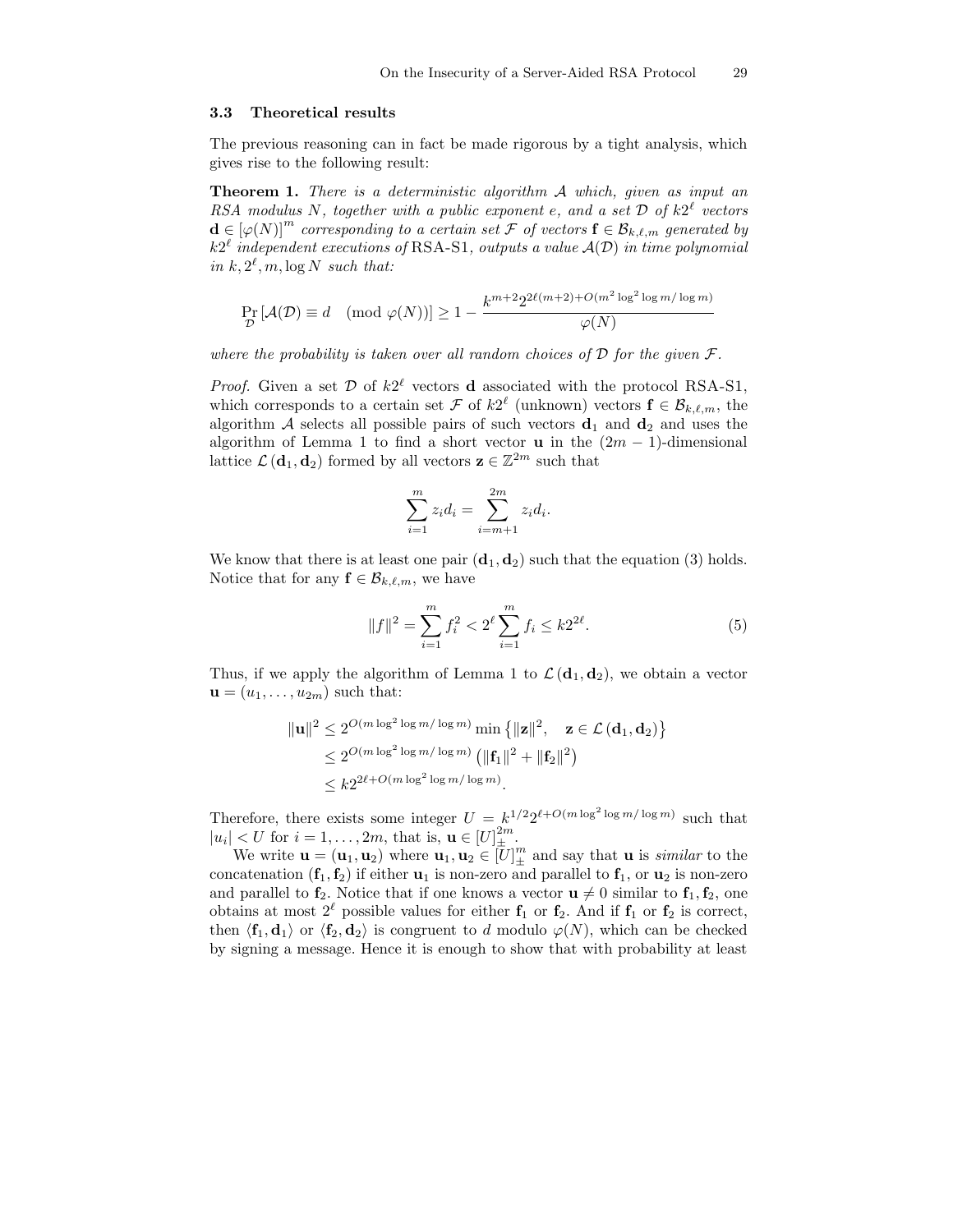### 3.3 Theoretical results

The previous reasoning can in fact be made rigorous by a tight analysis, which gives rise to the following result:

**Theorem 1.** *There is a deterministic algorithm $\mathcal{A}$ which, given as input an RSA modulus $N$, together with a public exponent $e$, and a set $\mathcal{D}$ of $k2^\ell$ vectors $\mathbf{d} \in [\varphi(N)]^m$ corresponding to a certain set $\mathcal{F}$ of vectors $\mathbf{f} \in \mathcal{B}_{k,\ell,m}$ generated by $k2^\ell$ independent executions of* RSA-S1*, outputs a value $\mathcal{A}(\mathcal{D})$ in time polynomial in $k, 2^\ell, m, \log N$ such that:*

$$\Pr_{\mathcal{D}}\left[\mathcal{A}(\mathcal{D}) \equiv d \pmod{\varphi(N)}\right] \geq 1 - \frac{k^{m+2} 2^{2\ell(m+2)+O(m^2 \log^2 \log m / \log m)}}{\varphi(N)}$$

*where the probability is taken over all random choices of $\mathcal{D}$ for the given $\mathcal{F}$.*

*Proof.* Given a set $\mathcal{D}$ of $k2^\ell$ vectors $\mathbf{d}$ associated with the protocol RSA-S1, which corresponds to a certain set $\mathcal{F}$ of $k2^\ell$ (unknown) vectors $\mathbf{f} \in \mathcal{B}_{k,\ell,m}$, the algorithm $\mathcal{A}$ selects all possible pairs of such vectors $\mathbf{d}_1$ and $\mathbf{d}_2$ and uses the algorithm of Lemma 1 to find a short vector $\mathbf{u}$ in the $(2m-1)$-dimensional lattice $\mathcal{L}(\mathbf{d}_1, \mathbf{d}_2)$ formed by all vectors $\mathbf{z} \in \mathbb{Z}^{2m}$ such that

$$\sum_{i=1}^{m} z_i d_i = \sum_{i=m+1}^{2m} z_i d_i.$$

We know that there is at least one pair $(\mathbf{d}_1, \mathbf{d}_2)$ such that the equation (3) holds. Notice that for any $\mathbf{f} \in \mathcal{B}_{k,\ell,m}$, we have

$$\|f\|^2 = \sum_{i=1}^{m} f_i^2 < 2^\ell \sum_{i=1}^{m} f_i \leq k2^{2\ell}. \tag{5}$$

Thus, if we apply the algorithm of Lemma 1 to $\mathcal{L}(\mathbf{d}_1, \mathbf{d}_2)$, we obtain a vector $\mathbf{u} = (u_1, \ldots, u_{2m})$ such that:

$$\begin{aligned}
\|\mathbf{u}\|^2 &\leq 2^{O(m \log^2 \log m / \log m)} \min\left\{\|\mathbf{z}\|^2, \quad \mathbf{z} \in \mathcal{L}(\mathbf{d}_1, \mathbf{d}_2)\right\} \\
&\leq 2^{O(m \log^2 \log m / \log m)} \left(\|\mathbf{f}_1\|^2 + \|\mathbf{f}_2\|^2\right) \\
&\leq k 2^{2\ell + O(m \log^2 \log m / \log m)}.
\end{aligned}$$

Therefore, there exists some integer $U = k^{1/2} 2^{\ell + O(m \log^2 \log m / \log m)}$ such that $|u_i| < U$ for $i = 1, \ldots, 2m$, that is, $\mathbf{u} \in [U]_{\pm}^{2m}$.

We write $\mathbf{u} = (\mathbf{u}_1, \mathbf{u}_2)$ where $\mathbf{u}_1, \mathbf{u}_2 \in [U]_{\pm}^{m}$ and say that $\mathbf{u}$ is *similar* to the concatenation $(\mathbf{f}_1, \mathbf{f}_2)$ if either $\mathbf{u}_1$ is non-zero and parallel to $\mathbf{f}_1$, or $\mathbf{u}_2$ is non-zero and parallel to $\mathbf{f}_2$. Notice that if one knows a vector $\mathbf{u} \neq 0$ similar to $\mathbf{f}_1, \mathbf{f}_2$, one obtains at most $2^\ell$ possible values for either $\mathbf{f}_1$ or $\mathbf{f}_2$. And if $\mathbf{f}_1$ or $\mathbf{f}_2$ is correct, then $\langle \mathbf{f}_1, \mathbf{d}_1 \rangle$ or $\langle \mathbf{f}_2, \mathbf{d}_2 \rangle$ is congruent to $d$ modulo $\varphi(N)$, which can be checked by signing a message. Hence it is enough to show that with probability at least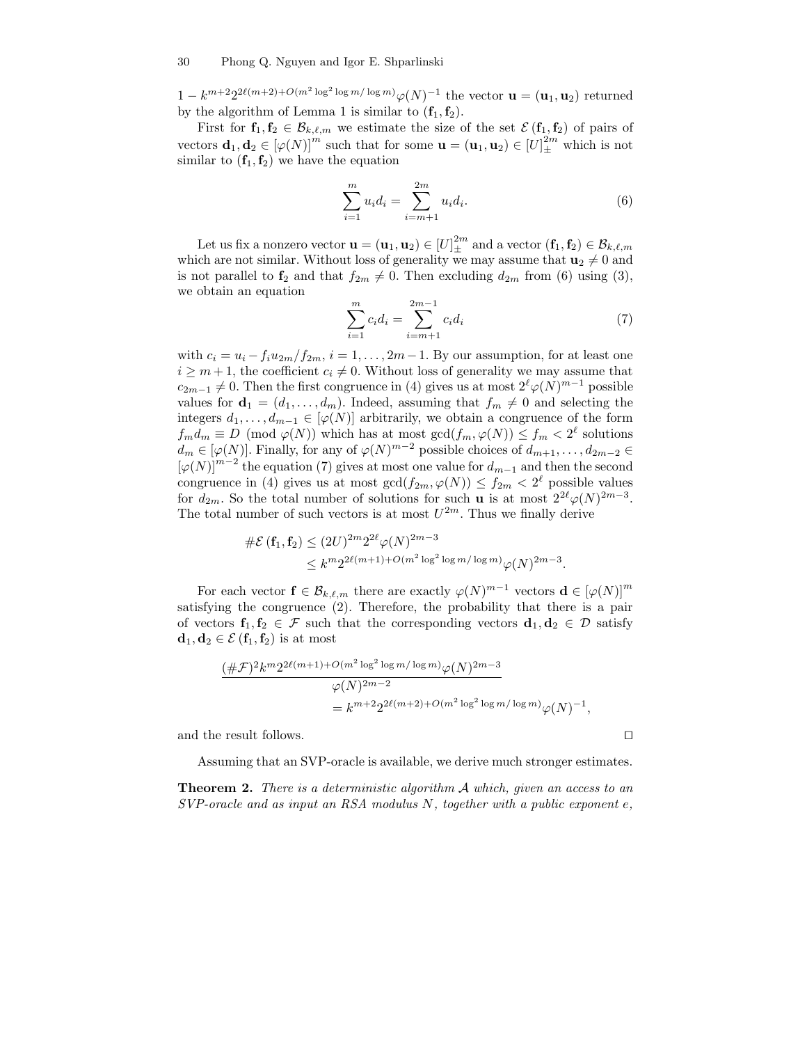$1 - k^{m+2}2^{2\ell(m+2)+O(m^2 \log^2 \log m/\log m)}\varphi(N)^{-1}$ the vector $\mathbf{u} = (\mathbf{u}_1, \mathbf{u}_2)$ returned by the algorithm of Lemma 1 is similar to $(\mathbf{f}_1, \mathbf{f}_2)$.

First for $\mathbf{f}_1, \mathbf{f}_2 \in \mathcal{B}_{k,\ell,m}$ we estimate the size of the set $\mathcal{E}(\mathbf{f}_1, \mathbf{f}_2)$ of pairs of vectors $\mathbf{d}_1, \mathbf{d}_2 \in [\varphi(N)]^m$ such that for some $\mathbf{u} = (\mathbf{u}_1, \mathbf{u}_2) \in [U]_\pm^{2m}$ which is not similar to $(\mathbf{f}_1, \mathbf{f}_2)$ we have the equation

$$\sum_{i=1}^{m} u_i d_i = \sum_{i=m+1}^{2m} u_i d_i. \tag{6}$$

Let us fix a nonzero vector $\mathbf{u} = (\mathbf{u}_1, \mathbf{u}_2) \in [U]_\pm^{2m}$ and a vector $(\mathbf{f}_1, \mathbf{f}_2) \in \mathcal{B}_{k,\ell,m}$ which are not similar. Without loss of generality we may assume that $\mathbf{u}_2 \neq 0$ and is not parallel to $\mathbf{f}_2$ and that $f_{2m} \neq 0$. Then excluding $d_{2m}$ from (6) using (3), we obtain an equation

$$\sum_{i=1}^{m} c_i d_i = \sum_{i=m+1}^{2m-1} c_i d_i \tag{7}$$

with $c_i = u_i - f_i u_{2m}/f_{2m}$, $i = 1, \ldots, 2m-1$. By our assumption, for at least one $i \geq m+1$, the coefficient $c_i \neq 0$. Without loss of generality we may assume that $c_{2m-1} \neq 0$. Then the first congruence in (4) gives us at most $2^\ell \varphi(N)^{m-1}$ possible values for $\mathbf{d}_1 = (d_1, \ldots, d_m)$. Indeed, assuming that $f_m \neq 0$ and selecting the integers $d_1, \ldots, d_{m-1} \in [\varphi(N)]$ arbitrarily, we obtain a congruence of the form $f_m d_m \equiv D \pmod{\varphi(N)}$ which has at most $\gcd(f_m, \varphi(N)) \leq f_m < 2^\ell$ solutions $d_m \in [\varphi(N)]$. Finally, for any of $\varphi(N)^{m-2}$ possible choices of $d_{m+1}, \ldots, d_{2m-2} \in [\varphi(N)]^{m-2}$ the equation (7) gives at most one value for $d_{m-1}$ and then the second congruence in (4) gives us at most $\gcd(f_{2m}, \varphi(N)) \leq f_{2m} < 2^\ell$ possible values for $d_{2m}$. So the total number of solutions for such $\mathbf{u}$ is at most $2^{2\ell}\varphi(N)^{2m-3}$. The total number of such vectors is at most $U^{2m}$. Thus we finally derive

$$\begin{aligned}\#\mathcal{E}(\mathbf{f}_1, \mathbf{f}_2) &\leq (2U)^{2m} 2^{2\ell} \varphi(N)^{2m-3} \\ &\leq k^m 2^{2\ell(m+1)+O(m^2 \log^2 \log m/\log m)} \varphi(N)^{2m-3}.\end{aligned}$$

For each vector $\mathbf{f} \in \mathcal{B}_{k,\ell,m}$ there are exactly $\varphi(N)^{m-1}$ vectors $\mathbf{d} \in [\varphi(N)]^m$ satisfying the congruence (2). Therefore, the probability that there is a pair of vectors $\mathbf{f}_1, \mathbf{f}_2 \in \mathcal{F}$ such that the corresponding vectors $\mathbf{d}_1, \mathbf{d}_2 \in \mathcal{D}$ satisfy $\mathbf{d}_1, \mathbf{d}_2 \in \mathcal{E}(\mathbf{f}_1, \mathbf{f}_2)$ is at most

$$\begin{aligned}&\frac{(\#\mathcal{F})^2 k^m 2^{2\ell(m+1)+O(m^2 \log^2 \log m/\log m)} \varphi(N)^{2m-3}}{\varphi(N)^{2m-2}} \\ &\qquad = k^{m+2} 2^{2\ell(m+2)+O(m^2 \log^2 \log m/\log m)} \varphi(N)^{-1},\end{aligned}$$

and the result follows. □

Assuming that an SVP-oracle is available, we derive much stronger estimates.

**Theorem 2.** *There is a deterministic algorithm $\mathcal{A}$ which, given an access to an SVP-oracle and as input an RSA modulus $N$, together with a public exponent $e$,*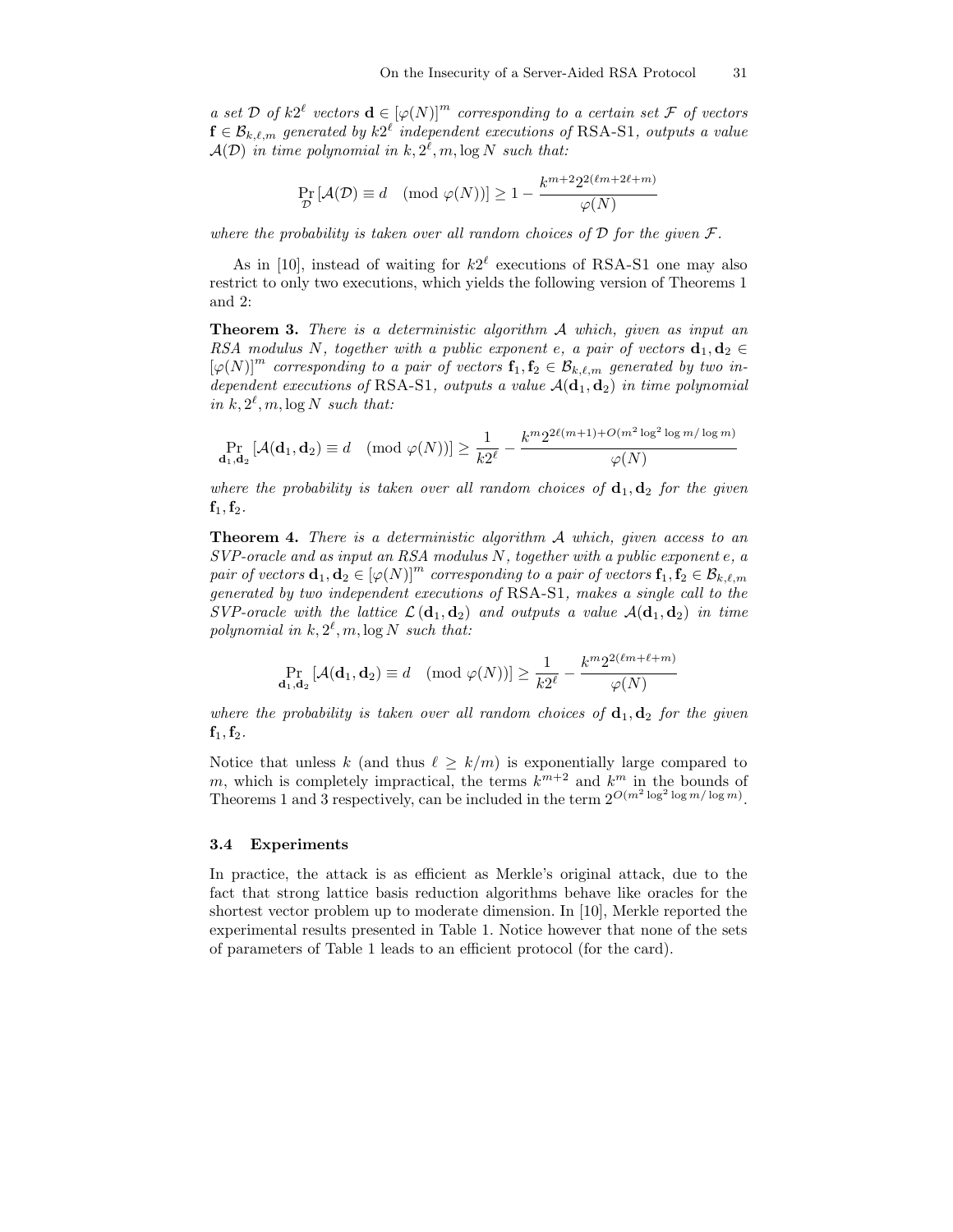*a set $\mathcal{D}$ of $k2^\ell$ vectors $\mathbf{d} \in [\varphi(N)]^m$ corresponding to a certain set $\mathcal{F}$ of vectors $\mathbf{f} \in \mathcal{B}_{k,\ell,m}$ generated by $k2^\ell$ independent executions of* RSA-S1*, outputs a value $\mathcal{A}(\mathcal{D})$ in time polynomial in $k, 2^\ell, m, \log N$ such that:*

$$\Pr_{\mathcal{D}}\left[\mathcal{A}(\mathcal{D}) \equiv d \pmod{\varphi(N)}\right] \geq 1 - \frac{k^{m+2}2^{2(\ell m + 2\ell + m)}}{\varphi(N)}$$

*where the probability is taken over all random choices of $\mathcal{D}$ for the given $\mathcal{F}$.*

As in [10], instead of waiting for $k2^\ell$ executions of RSA-S1 one may also restrict to only two executions, which yields the following version of Theorems 1 and 2:

**Theorem 3.** *There is a deterministic algorithm $\mathcal{A}$ which, given as input an RSA modulus $N$, together with a public exponent $e$, a pair of vectors $\mathbf{d}_1, \mathbf{d}_2 \in [\varphi(N)]^m$ corresponding to a pair of vectors $\mathbf{f}_1, \mathbf{f}_2 \in \mathcal{B}_{k,\ell,m}$ generated by two independent executions of* RSA-S1*, outputs a value $\mathcal{A}(\mathbf{d}_1, \mathbf{d}_2)$ in time polynomial in $k, 2^\ell, m, \log N$ such that:*

$$\Pr_{\mathbf{d}_1,\mathbf{d}_2}\left[\mathcal{A}(\mathbf{d}_1, \mathbf{d}_2) \equiv d \pmod{\varphi(N)}\right] \geq \frac{1}{k2^\ell} - \frac{k^m 2^{2\ell(m+1)+O(m^2 \log^2 \log m/\log m)}}{\varphi(N)}$$

*where the probability is taken over all random choices of $\mathbf{d}_1, \mathbf{d}_2$ for the given $\mathbf{f}_1, \mathbf{f}_2$.*

**Theorem 4.** *There is a deterministic algorithm $\mathcal{A}$ which, given access to an SVP-oracle and as input an RSA modulus $N$, together with a public exponent $e$, a pair of vectors $\mathbf{d}_1, \mathbf{d}_2 \in [\varphi(N)]^m$ corresponding to a pair of vectors $\mathbf{f}_1, \mathbf{f}_2 \in \mathcal{B}_{k,\ell,m}$ generated by two independent executions of* RSA-S1*, makes a single call to the SVP-oracle with the lattice $\mathcal{L}(\mathbf{d}_1, \mathbf{d}_2)$ and outputs a value $\mathcal{A}(\mathbf{d}_1, \mathbf{d}_2)$ in time polynomial in $k, 2^\ell, m, \log N$ such that:*

$$\Pr_{\mathbf{d}_1,\mathbf{d}_2}\left[\mathcal{A}(\mathbf{d}_1, \mathbf{d}_2) \equiv d \pmod{\varphi(N)}\right] \geq \frac{1}{k2^\ell} - \frac{k^m 2^{2(\ell m + \ell + m)}}{\varphi(N)}$$

*where the probability is taken over all random choices of $\mathbf{d}_1, \mathbf{d}_2$ for the given $\mathbf{f}_1, \mathbf{f}_2$.*

Notice that unless $k$ (and thus $\ell \geq k/m$) is exponentially large compared to $m$, which is completely impractical, the terms $k^{m+2}$ and $k^m$ in the bounds of Theorems 1 and 3 respectively, can be included in the term $2^{O(m^2 \log^2 \log m/\log m)}$.

### 3.4 Experiments

In practice, the attack is as efficient as Merkle's original attack, due to the fact that strong lattice basis reduction algorithms behave like oracles for the shortest vector problem up to moderate dimension. In [10], Merkle reported the experimental results presented in Table 1. Notice however that none of the sets of parameters of Table 1 leads to an efficient protocol (for the card).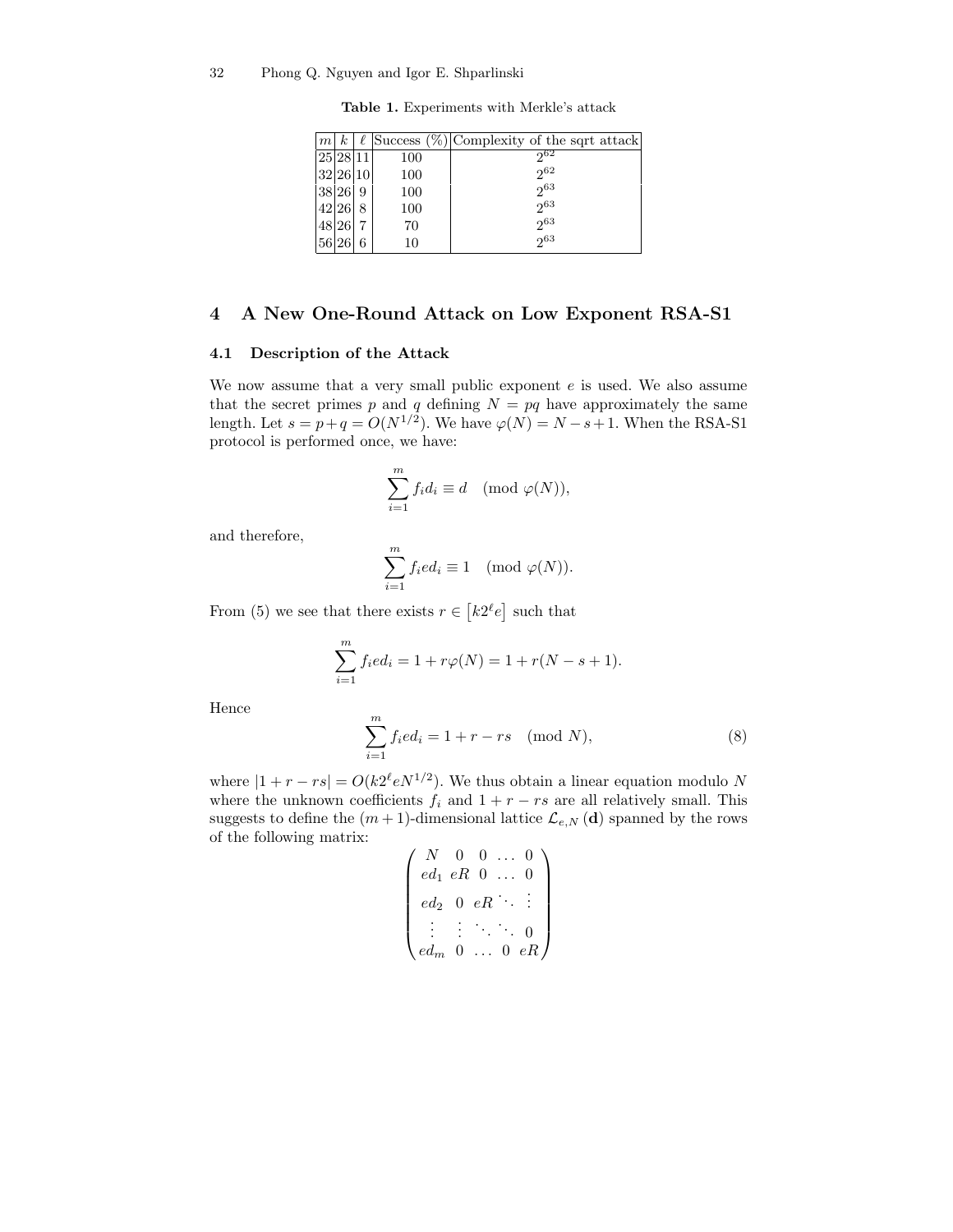**Table 1.** Experiments with Merkle's attack

| $m$ | $k$ | $\ell$ | Success (%) | Complexity of the sqrt attack |
|---|---|---|---|---|
| 25 | 28 | 11 | 100 | $2^{62}$ |
| 32 | 26 | 10 | 100 | $2^{62}$ |
| 38 | 26 | 9 | 100 | $2^{63}$ |
| 42 | 26 | 8 | 100 | $2^{63}$ |
| 48 | 26 | 7 | 70 | $2^{63}$ |
| 56 | 26 | 6 | 10 | $2^{63}$ |

## 4 A New One-Round Attack on Low Exponent RSA-S1

### 4.1 Description of the Attack

We now assume that a very small public exponent $e$ is used. We also assume that the secret primes $p$ and $q$ defining $N = pq$ have approximately the same length. Let $s = p+q = O(N^{1/2})$. We have $\varphi(N) = N - s + 1$. When the RSA-S1 protocol is performed once, we have:

$$\sum_{i=1}^{m} f_i d_i \equiv d \pmod{\varphi(N)},$$

and therefore,

$$\sum_{i=1}^{m} f_i e d_i \equiv 1 \pmod{\varphi(N)}.$$

From (5) we see that there exists $r \in \left[k2^{\ell}e\right]$ such that

$$\sum_{i=1}^{m} f_i e d_i = 1 + r\varphi(N) = 1 + r(N - s + 1).$$

Hence

$$\sum_{i=1}^{m} f_i e d_i = 1 + r - rs \pmod{N}, \tag{8}$$

where $|1 + r - rs| = O(k2^{\ell}eN^{1/2})$. We thus obtain a linear equation modulo $N$ where the unknown coefficients $f_i$ and $1 + r - rs$ are all relatively small. This suggests to define the $(m+1)$-dimensional lattice $\mathcal{L}_{e,N}(\mathbf{d})$ spanned by the rows of the following matrix:

$$\begin{pmatrix} N & 0 & 0 & \dots & 0 \\ ed_1 & eR & 0 & \dots & 0 \\ ed_2 & 0 & eR & \ddots & \vdots \\ \vdots & \vdots & \ddots & \ddots & 0 \\ ed_m & 0 & \dots & 0 & eR \end{pmatrix}$$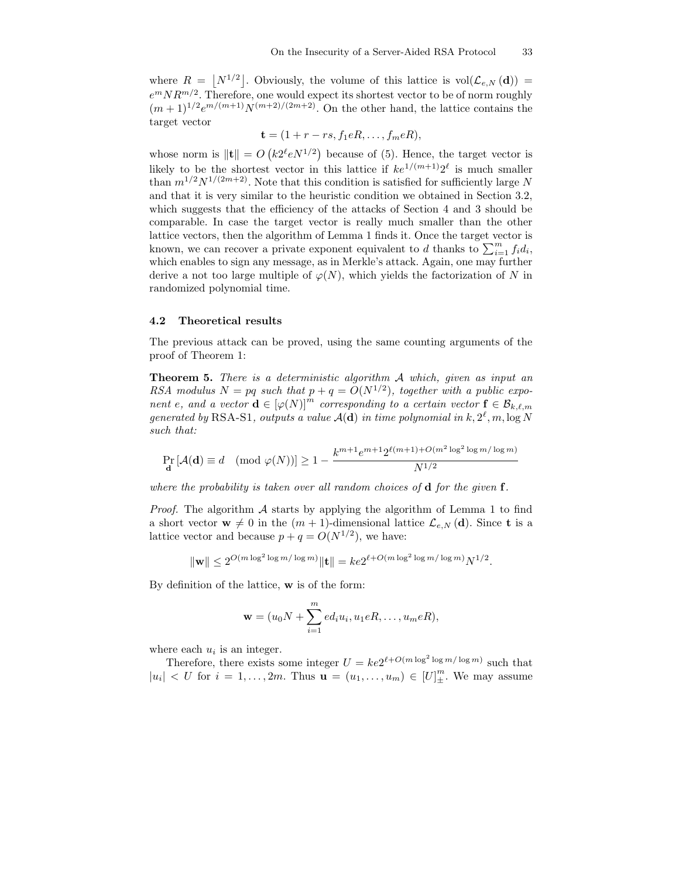where $R = \lfloor N^{1/2} \rfloor$. Obviously, the volume of this lattice is $\text{vol}(\mathcal{L}_{e,N}(\mathbf{d})) = e^m N R^{m/2}$. Therefore, one would expect its shortest vector to be of norm roughly $(m+1)^{1/2} e^{m/(m+1)} N^{(m+2)/(2m+2)}$. On the other hand, the lattice contains the target vector

$$\mathbf{t} = (1 + r - rs, f_1 eR, \ldots, f_m eR),$$

whose norm is $\|\mathbf{t}\| = O\left(k 2^\ell e N^{1/2}\right)$ because of (5). Hence, the target vector is likely to be the shortest vector in this lattice if $k e^{1/(m+1)} 2^\ell$ is much smaller than $m^{1/2} N^{1/(2m+2)}$. Note that this condition is satisfied for sufficiently large $N$ and that it is very similar to the heuristic condition we obtained in Section 3.2, which suggests that the efficiency of the attacks of Section 4 and 3 should be comparable. In case the target vector is really much smaller than the other lattice vectors, then the algorithm of Lemma 1 finds it. Once the target vector is known, we can recover a private exponent equivalent to $d$ thanks to $\sum_{i=1}^m f_i d_i$, which enables to sign any message, as in Merkle's attack. Again, one may further derive a not too large multiple of $\varphi(N)$, which yields the factorization of $N$ in randomized polynomial time.

### 4.2 Theoretical results

The previous attack can be proved, using the same counting arguments of the proof of Theorem 1:

**Theorem 5.** *There is a deterministic algorithm $\mathcal{A}$ which, given as input an RSA modulus $N = pq$ such that $p + q = O(N^{1/2})$, together with a public exponent $e$, and a vector $\mathbf{d} \in [\varphi(N)]^m$ corresponding to a certain vector $\mathbf{f} \in \mathcal{B}_{k,\ell,m}$ generated by* RSA-S1*, outputs a value $\mathcal{A}(\mathbf{d})$ in time polynomial in $k, 2^\ell, m, \log N$ such that:*

$$\Pr_{\mathbf{d}}\left[\mathcal{A}(\mathbf{d}) \equiv d \pmod{\varphi(N)}\right] \geq 1 - \frac{k^{m+1} e^{m+1} 2^{\ell(m+1) + O(m^2 \log^2 \log m / \log m)}}{N^{1/2}}$$

*where the probability is taken over all random choices of $\mathbf{d}$ for the given $\mathbf{f}$.*

*Proof.* The algorithm $\mathcal{A}$ starts by applying the algorithm of Lemma 1 to find a short vector $\mathbf{w} \neq 0$ in the $(m+1)$-dimensional lattice $\mathcal{L}_{e,N}(\mathbf{d})$. Since $\mathbf{t}$ is a lattice vector and because $p + q = O(N^{1/2})$, we have:

$$\|\mathbf{w}\| \leq 2^{O(m \log^2 \log m / \log m)} \|\mathbf{t}\| = k e 2^{\ell + O(m \log^2 \log m / \log m)} N^{1/2}.$$

By definition of the lattice, $\mathbf{w}$ is of the form:

$$\mathbf{w} = (u_0 N + \sum_{i=1}^m e d_i u_i, u_1 eR, \ldots, u_m eR),$$

where each $u_i$ is an integer.

Therefore, there exists some integer $U = k e 2^{\ell + O(m \log^2 \log m / \log m)}$ such that $|u_i| < U$ for $i = 1, \ldots, 2m$. Thus $\mathbf{u} = (u_1, \ldots, u_m) \in [U]_\pm^m$. We may assume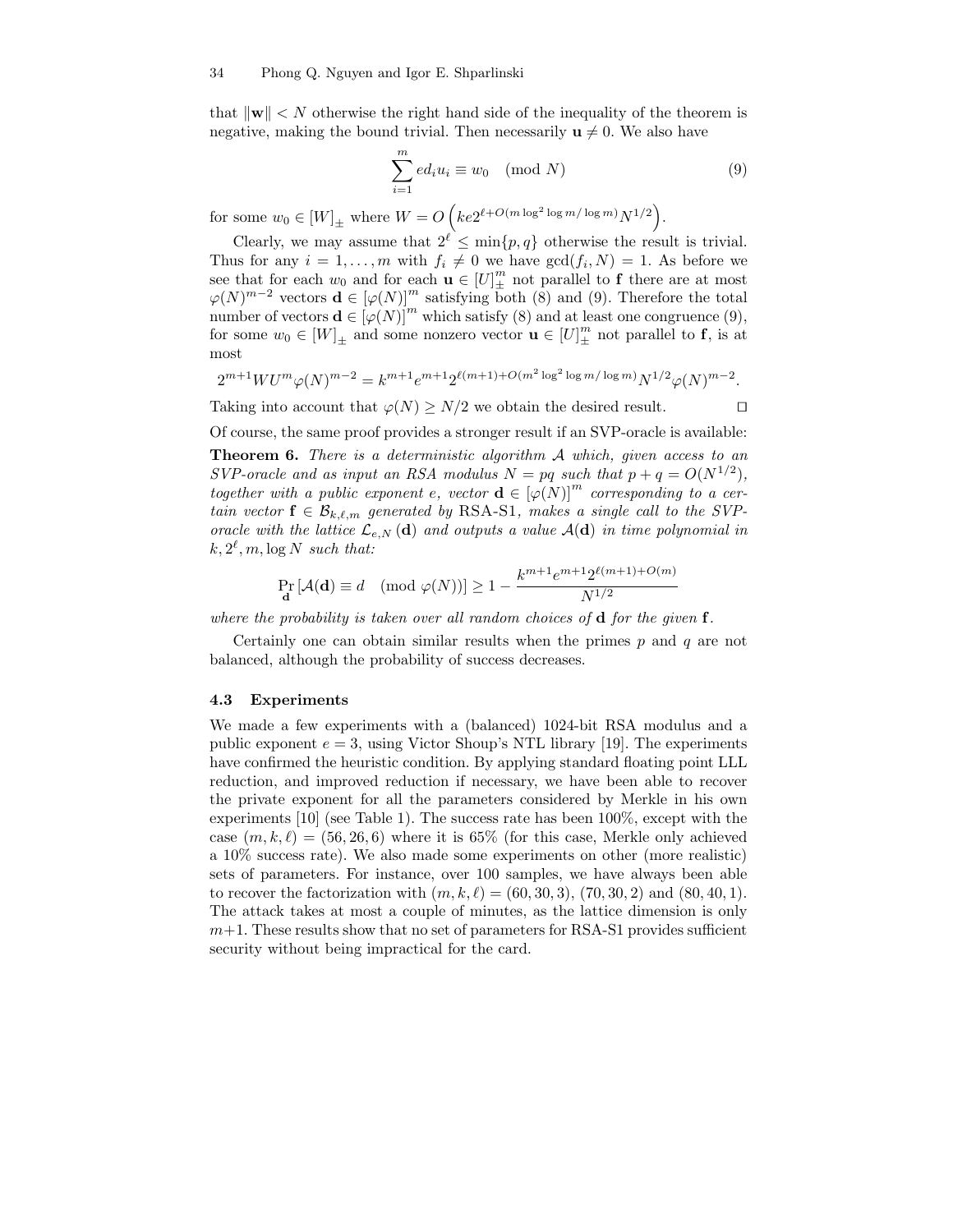that $\|\mathbf{w}\| < N$ otherwise the right hand side of the inequality of the theorem is negative, making the bound trivial. Then necessarily $\mathbf{u} \neq 0$. We also have

$$\sum_{i=1}^{m} e d_i u_i \equiv w_0 \pmod N \tag{9}$$

for some $w_0 \in [W]_\pm$ where $W = O\left(ke2^{\ell + O(m \log^2 \log m / \log m)} N^{1/2}\right)$.

Clearly, we may assume that $2^\ell \leq \min\{p, q\}$ otherwise the result is trivial. Thus for any $i = 1, \ldots, m$ with $f_i \neq 0$ we have $\gcd(f_i, N) = 1$. As before we see that for each $w_0$ and for each $\mathbf{u} \in [U]_\pm^m$ not parallel to $\mathbf{f}$ there are at most $\varphi(N)^{m-2}$ vectors $\mathbf{d} \in [\varphi(N)]^m$ satisfying both (8) and (9). Therefore the total number of vectors $\mathbf{d} \in [\varphi(N)]^m$ which satisfy (8) and at least one congruence (9), for some $w_0 \in [W]_\pm$ and some nonzero vector $\mathbf{u} \in [U]_\pm^m$ not parallel to $\mathbf{f}$, is at most

$$2^{m+1} W U^m \varphi(N)^{m-2} = k^{m+1} e^{m+1} 2^{\ell(m+1) + O(m^2 \log^2 \log m / \log m)} N^{1/2} \varphi(N)^{m-2}.$$

Taking into account that $\varphi(N) \geq N/2$ we obtain the desired result. $\square$

Of course, the same proof provides a stronger result if an SVP-oracle is available:

**Theorem 6.** *There is a deterministic algorithm $\mathcal{A}$ which, given access to an SVP-oracle and as input an RSA modulus $N = pq$ such that $p + q = O(N^{1/2})$, together with a public exponent $e$, vector $\mathbf{d} \in [\varphi(N)]^m$ corresponding to a certain vector $\mathbf{f} \in \mathcal{B}_{k,\ell,m}$ generated by* RSA-S1*, makes a single call to the SVP-oracle with the lattice $\mathcal{L}_{e,N}(\mathbf{d})$ and outputs a value $\mathcal{A}(\mathbf{d})$ in time polynomial in $k, 2^\ell, m, \log N$ such that:*

$$\Pr_{\mathbf{d}}\left[\mathcal{A}(\mathbf{d}) \equiv d \pmod{\varphi(N)}\right] \geq 1 - \frac{k^{m+1} e^{m+1} 2^{\ell(m+1) + O(m)}}{N^{1/2}}$$

*where the probability is taken over all random choices of $\mathbf{d}$ for the given $\mathbf{f}$.*

Certainly one can obtain similar results when the primes $p$ and $q$ are not balanced, although the probability of success decreases.

### 4.3 Experiments

We made a few experiments with a (balanced) 1024-bit RSA modulus and a public exponent $e = 3$, using Victor Shoup's NTL library [19]. The experiments have confirmed the heuristic condition. By applying standard floating point LLL reduction, and improved reduction if necessary, we have been able to recover the private exponent for all the parameters considered by Merkle in his own experiments [10] (see Table 1). The success rate has been 100%, except with the case $(m, k, \ell) = (56, 26, 6)$ where it is 65% (for this case, Merkle only achieved a 10% success rate). We also made some experiments on other (more realistic) sets of parameters. For instance, over 100 samples, we have always been able to recover the factorization with $(m, k, \ell) = (60, 30, 3)$, $(70, 30, 2)$ and $(80, 40, 1)$. The attack takes at most a couple of minutes, as the lattice dimension is only $m+1$. These results show that no set of parameters for RSA-S1 provides sufficient security without being impractical for the card.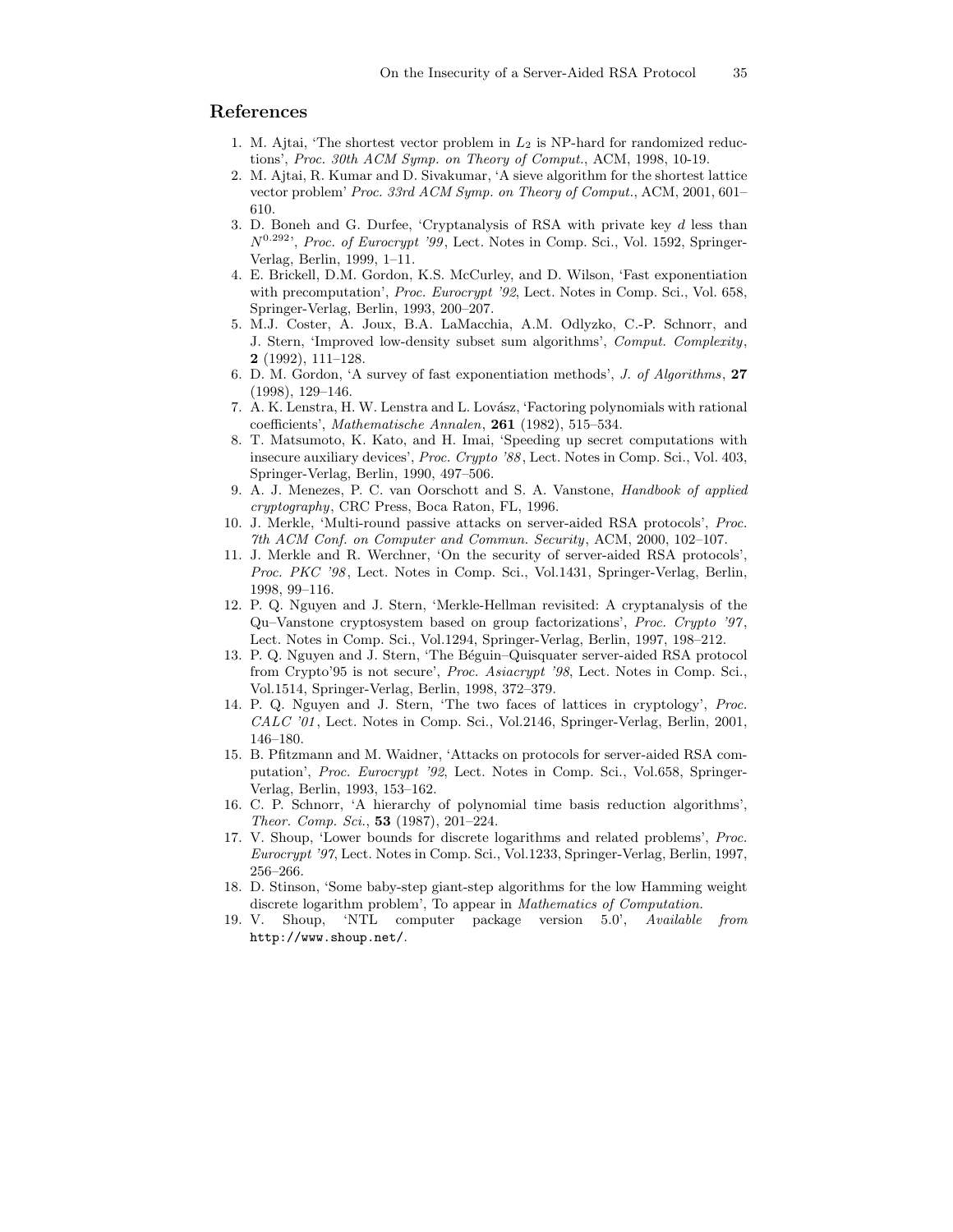## References

1. M. Ajtai, 'The shortest vector problem in $L_2$ is NP-hard for randomized reductions', *Proc. 30th ACM Symp. on Theory of Comput.*, ACM, 1998, 10-19.
2. M. Ajtai, R. Kumar and D. Sivakumar, 'A sieve algorithm for the shortest lattice vector problem' *Proc. 33rd ACM Symp. on Theory of Comput.*, ACM, 2001, 601–610.
3. D. Boneh and G. Durfee, 'Cryptanalysis of RSA with private key $d$ less than $N^{0.292}$', *Proc. of Eurocrypt '99*, Lect. Notes in Comp. Sci., Vol. 1592, Springer-Verlag, Berlin, 1999, 1–11.
4. E. Brickell, D.M. Gordon, K.S. McCurley, and D. Wilson, 'Fast exponentiation with precomputation', *Proc. Eurocrypt '92*, Lect. Notes in Comp. Sci., Vol. 658, Springer-Verlag, Berlin, 1993, 200–207.
5. M.J. Coster, A. Joux, B.A. LaMacchia, A.M. Odlyzko, C.-P. Schnorr, and J. Stern, 'Improved low-density subset sum algorithms', *Comput. Complexity*, **2** (1992), 111–128.
6. D. M. Gordon, 'A survey of fast exponentiation methods', *J. of Algorithms*, **27** (1998), 129–146.
7. A. K. Lenstra, H. W. Lenstra and L. Lovász, 'Factoring polynomials with rational coefficients', *Mathematische Annalen*, **261** (1982), 515–534.
8. T. Matsumoto, K. Kato, and H. Imai, 'Speeding up secret computations with insecure auxiliary devices', *Proc. Crypto '88*, Lect. Notes in Comp. Sci., Vol. 403, Springer-Verlag, Berlin, 1990, 497–506.
9. A. J. Menezes, P. C. van Oorschott and S. A. Vanstone, *Handbook of applied cryptography*, CRC Press, Boca Raton, FL, 1996.
10. J. Merkle, 'Multi-round passive attacks on server-aided RSA protocols', *Proc. 7th ACM Conf. on Computer and Commun. Security*, ACM, 2000, 102–107.
11. J. Merkle and R. Werchner, 'On the security of server-aided RSA protocols', *Proc. PKC '98*, Lect. Notes in Comp. Sci., Vol.1431, Springer-Verlag, Berlin, 1998, 99–116.
12. P. Q. Nguyen and J. Stern, 'Merkle-Hellman revisited: A cryptanalysis of the Qu–Vanstone cryptosystem based on group factorizations', *Proc. Crypto '97*, Lect. Notes in Comp. Sci., Vol.1294, Springer-Verlag, Berlin, 1997, 198–212.
13. P. Q. Nguyen and J. Stern, 'The Béguin–Quisquater server-aided RSA protocol from Crypto'95 is not secure', *Proc. Asiacrypt '98*, Lect. Notes in Comp. Sci., Vol.1514, Springer-Verlag, Berlin, 1998, 372–379.
14. P. Q. Nguyen and J. Stern, 'The two faces of lattices in cryptology', *Proc. CALC '01*, Lect. Notes in Comp. Sci., Vol.2146, Springer-Verlag, Berlin, 2001, 146–180.
15. B. Pfitzmann and M. Waidner, 'Attacks on protocols for server-aided RSA computation', *Proc. Eurocrypt '92*, Lect. Notes in Comp. Sci., Vol.658, Springer-Verlag, Berlin, 1993, 153–162.
16. C. P. Schnorr, 'A hierarchy of polynomial time basis reduction algorithms', *Theor. Comp. Sci.*, **53** (1987), 201–224.
17. V. Shoup, 'Lower bounds for discrete logarithms and related problems', *Proc. Eurocrypt '97*, Lect. Notes in Comp. Sci., Vol.1233, Springer-Verlag, Berlin, 1997, 256–266.
18. D. Stinson, 'Some baby-step giant-step algorithms for the low Hamming weight discrete logarithm problem', To appear in *Mathematics of Computation.*
19. V. Shoup, 'NTL computer package version 5.0', *Available from* `http://www.shoup.net/`.